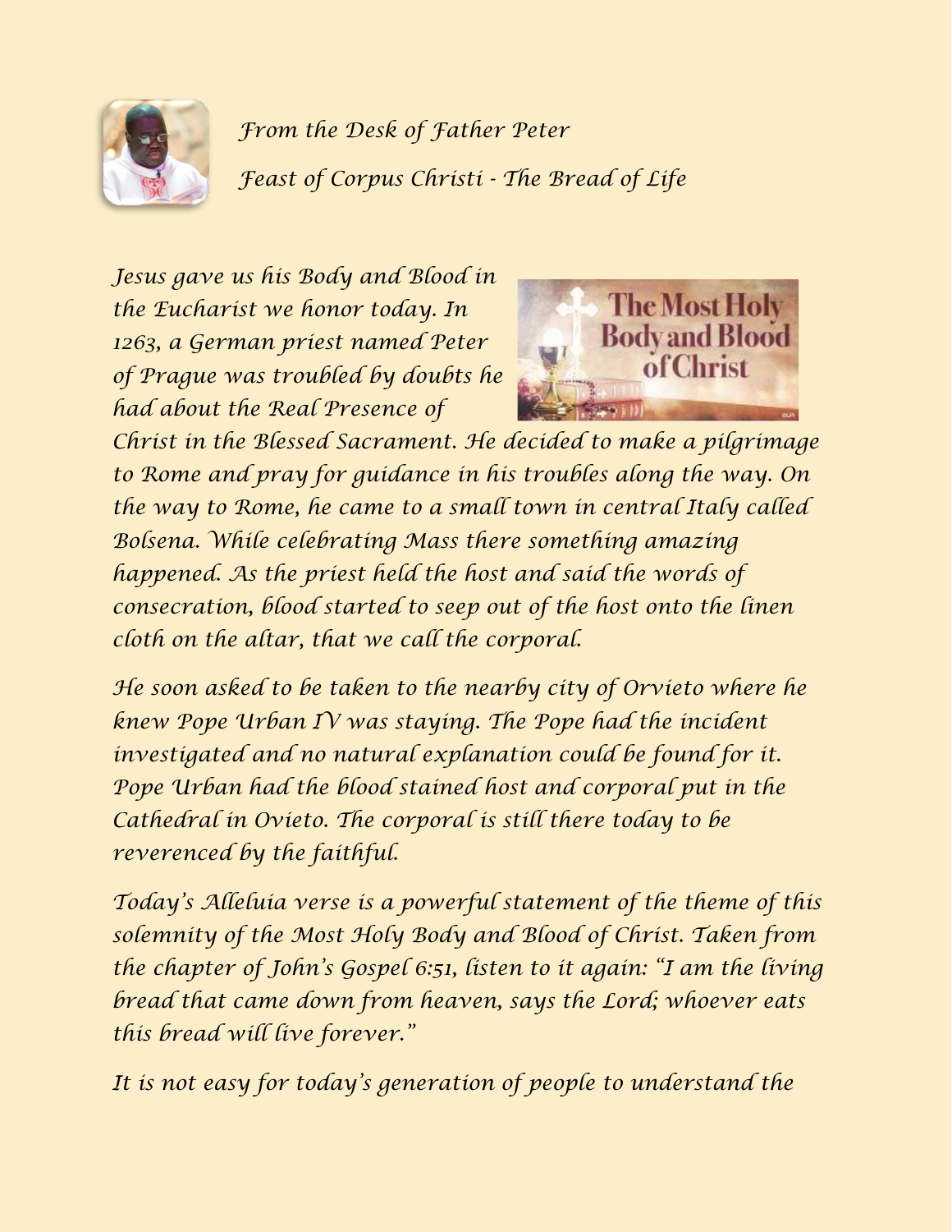*From the Desk of Father Peter*

*Feast of Corpus Christi - The Bread of Life*

*Jesus gave us his Body and Blood in the Eucharist we honor today. In 1263, a German priest named Peter of Prague was troubled by doubts he had about the Real Presence of Christ in the Blessed Sacrament. He decided to make a pilgrimage to Rome and pray for guidance in his troubles along the way. On the way to Rome, he came to a small town in central Italy called Bolsena. While celebrating Mass there something amazing happened. As the priest held the host and said the words of consecration, blood started to seep out of the host onto the linen cloth on the altar, that we call the corporal.*

*He soon asked to be taken to the nearby city of Orvieto where he knew Pope Urban IV was staying. The Pope had the incident investigated and no natural explanation could be found for it. Pope Urban had the blood stained host and corporal put in the Cathedral in Ovieto. The corporal is still there today to be reverenced by the faithful.*

*Today's Alleluia verse is a powerful statement of the theme of this solemnity of the Most Holy Body and Blood of Christ. Taken from the chapter of John's Gospel 6:51, listen to it again: "I am the living bread that came down from heaven, says the Lord; whoever eats this bread will live forever."*

*It is not easy for today's generation of people to understand the*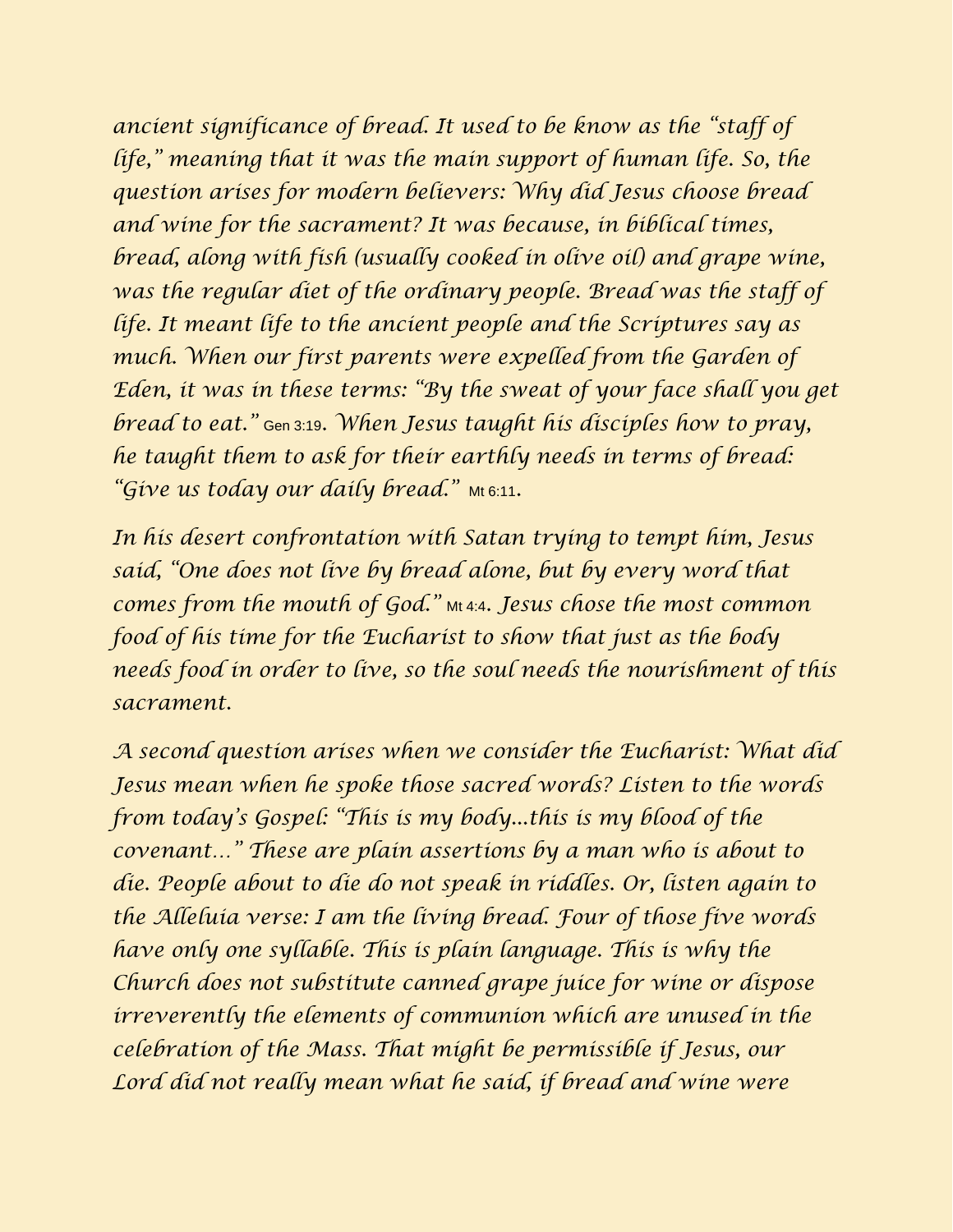*ancient significance of bread. It used to be know as the "staff of life," meaning that it was the main support of human life. So, the question arises for modern believers: Why did Jesus choose bread and wine for the sacrament? It was because, in biblical times, bread, along with fish (usually cooked in olive oil) and grape wine, was the regular diet of the ordinary people. Bread was the staff of life. It meant life to the ancient people and the Scriptures say as much. When our first parents were expelled from the Garden of Eden, it was in these terms: "By the sweat of your face shall you get bread to eat."* Gen 3:19*. When Jesus taught his disciples how to pray, he taught them to ask for their earthly needs in terms of bread: "Give us today our daily bread."* Mt 6:11.

*In his desert confrontation with Satan trying to tempt him, Jesus said, "One does not live by bread alone, but by every word that comes from the mouth of God."* Mt 4:4*. Jesus chose the most common food of his time for the Eucharist to show that just as the body needs food in order to live, so the soul needs the nourishment of this sacrament.*

*A second question arises when we consider the Eucharist: What did Jesus mean when he spoke those sacred words? Listen to the words from today's Gospel: "This is my body...this is my blood of the covenant..." These are plain assertions by a man who is about to die. People about to die do not speak in riddles. Or, listen again to the Alleluia verse: I am the living bread. Four of those five words have only one syllable. This is plain language. This is why the Church does not substitute canned grape juice for wine or dispose irreverently the elements of communion which are unused in the celebration of the Mass. That might be permissible if Jesus, our Lord did not really mean what he said, if bread and wine were*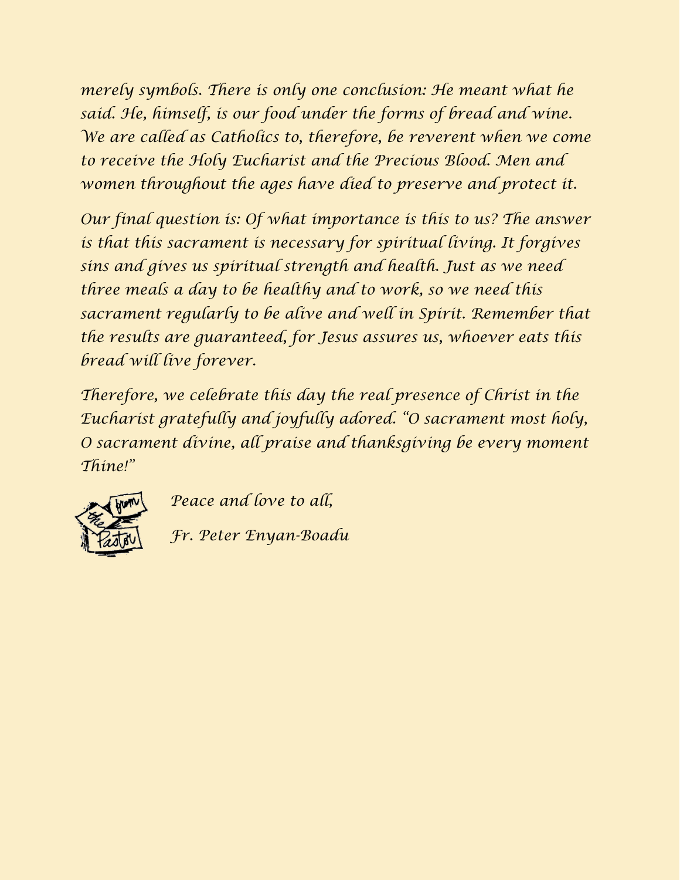merely symbols. There is only one conclusion: He meant what he said. He, himself, is our food under the forms of bread and wine. We are called as Catholics to, therefore, be reverent when we come to receive the Holy Eucharist and the Precious Blood. Men and women throughout the ages have died to preserve and protect it.

Our final question is: Of what importance is this to us? The answer is that this sacrament is necessary for spiritual living. It forgives sins and gives us spiritual strength and health. Just as we need three meals a day to be healthy and to work, so we need this sacrament regularly to be alive and well in Spirit. Remember that the results are guaranteed, for Jesus assures us, whoever eats this bread will live forever.

Therefore, we celebrate this day the real presence of Christ in the Eucharist gratefully and joyfully adored. "O sacrament most holy, O sacrament divine, all praise and thanksgiving be every moment Thine!"

Peace and love to all,

Fr. Peter Enyan-Boadu